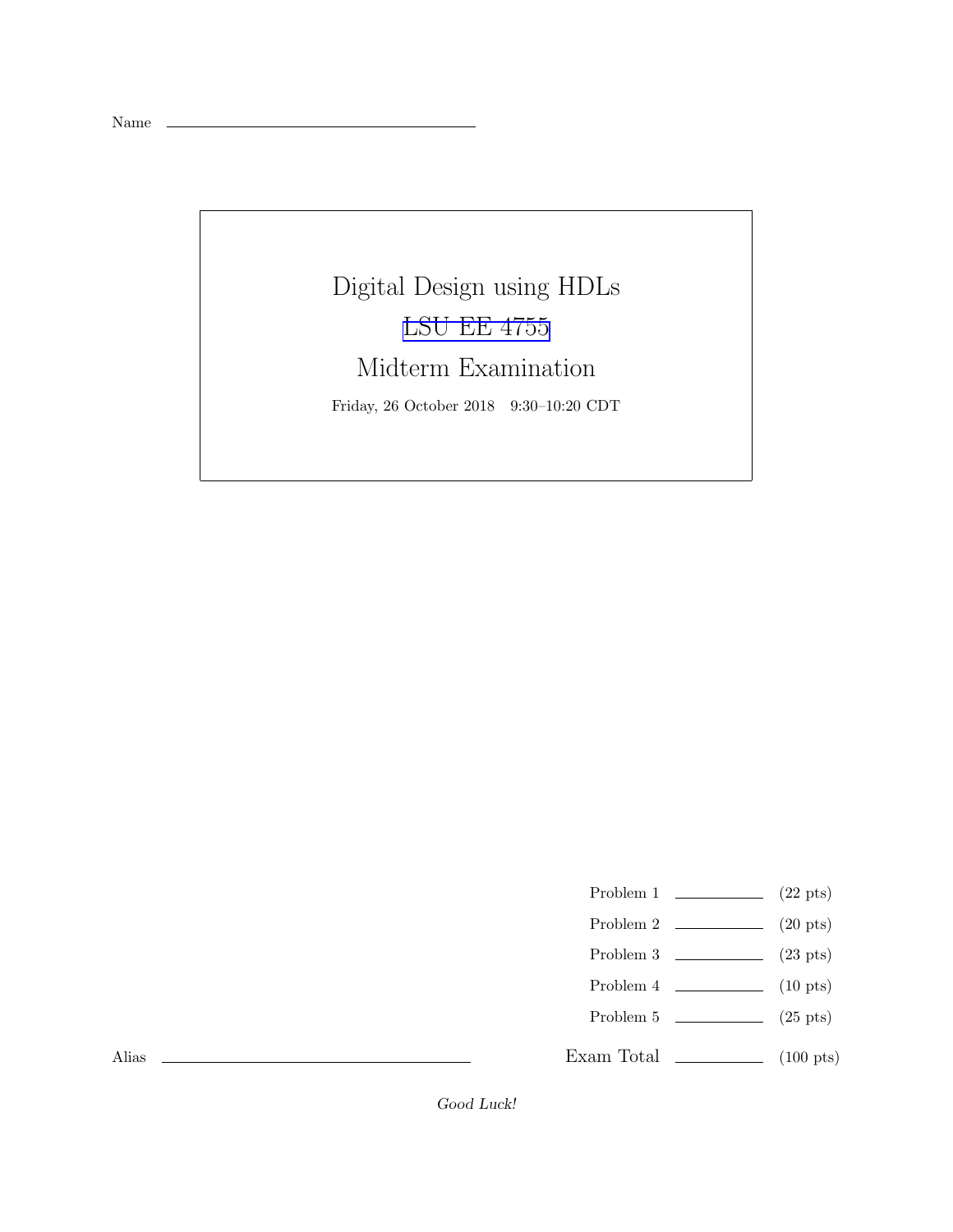Name \_\_\_\_\_\_\_\_\_\_\_\_\_\_\_\_\_\_\_\_\_\_\_\_\_\_\_\_\_\_\_\_

# Digital Design using HDLs

## LSU EE 4755

## Midterm Examination

Friday, 26 October 2018 9:30–10:20 CDT

| | | |
|---|---|---|
| Problem 1 | \_\_\_\_\_\_\_\_ | (22 pts) |
| Problem 2 | \_\_\_\_\_\_\_\_ | (20 pts) |
| Problem 3 | \_\_\_\_\_\_\_\_ | (23 pts) |
| Problem 4 | \_\_\_\_\_\_\_\_ | (10 pts) |
| Problem 5 | \_\_\_\_\_\_\_\_ | (25 pts) |
| Exam Total | \_\_\_\_\_\_\_\_ | (100 pts) |

Alias \_\_\_\_\_\_\_\_\_\_\_\_\_\_\_\_\_\_\_\_\_\_\_\_\_\_\_\_\_\_\_\_

*Good Luck!*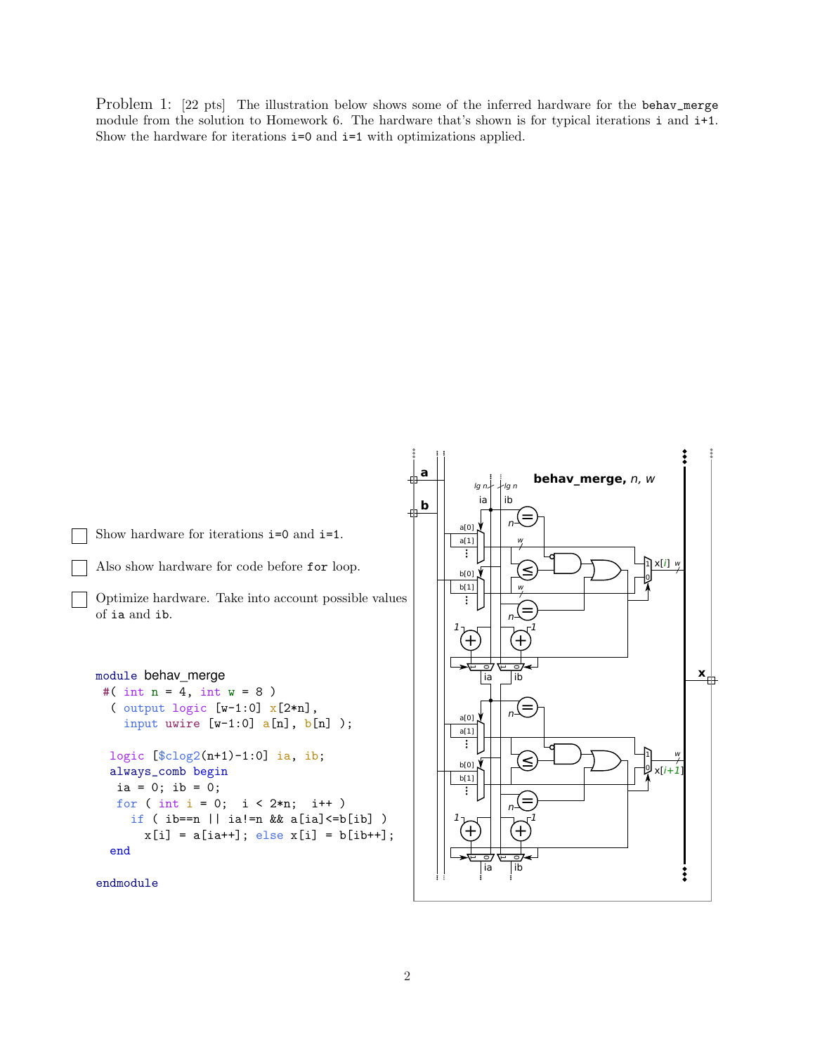**Problem 1:** [22 pts] The illustration below shows some of the inferred hardware for the `behav_merge` module from the solution to Homework 6. The hardware that's shown is for typical iterations `i` and `i+1`. Show the hardware for iterations `i=0` and `i=1` with optimizations applied.

☐ Show hardware for iterations `i=0` and `i=1`.

☐ Also show hardware for code before `for` loop.

☐ Optimize hardware. Take into account possible values of `ia` and `ib`.

```
module behav_merge
 #( int n = 4, int w = 8 )
  ( output logic [w-1:0] x[2*n],
    input uwire [w-1:0] a[n], b[n] );

  logic [$clog2(n+1)-1:0] ia, ib;
  always_comb begin
   ia = 0; ib = 0;
   for ( int i = 0;  i < 2*n;  i++ )
     if ( ib==n || ia!=n && a[ia]<=b[ib] )
       x[i] = a[ia++]; else x[i] = b[ib++];
  end

endmodule
```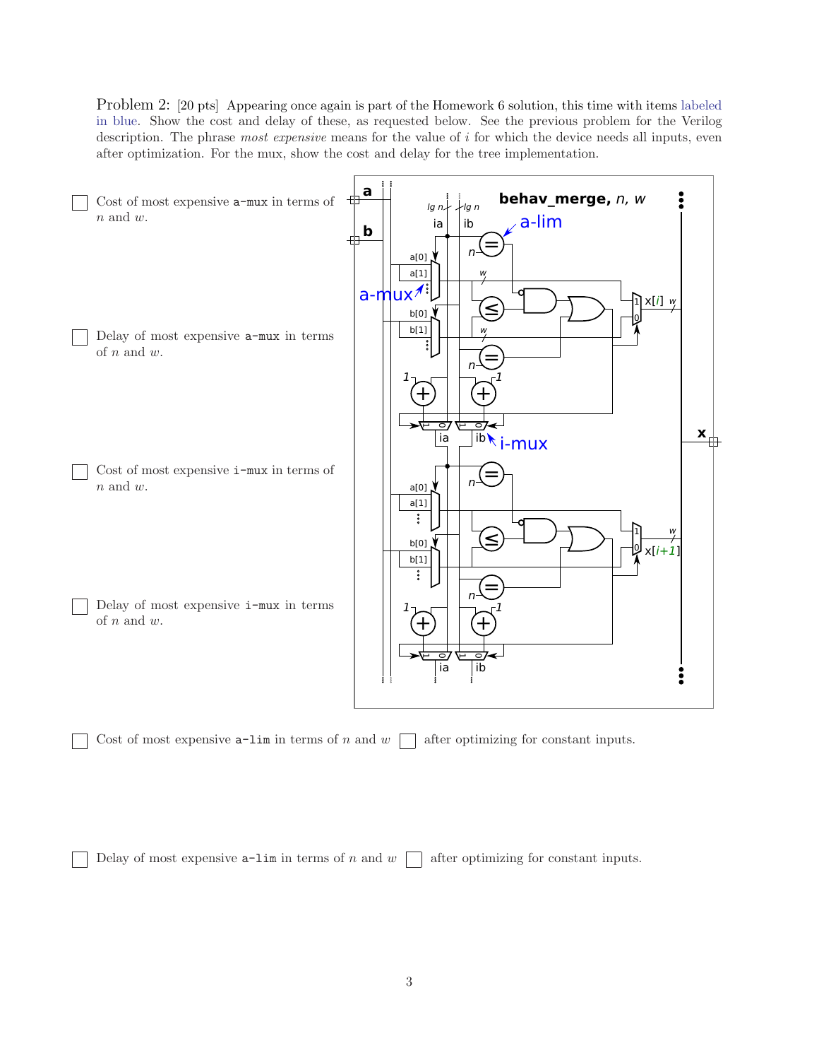Problem 2: [20 pts] Appearing once again is part of the Homework 6 solution, this time with items labeled in blue. Show the cost and delay of these, as requested below. See the previous problem for the Verilog description. The phrase *most expensive* means for the value of $i$ for which the device needs all inputs, even after optimization. For the mux, show the cost and delay for the tree implementation.

☐ Cost of most expensive `a-mux` in terms of $n$ and $w$.

☐ Delay of most expensive `a-mux` in terms of $n$ and $w$.

☐ Cost of most expensive `i-mux` in terms of $n$ and $w$.

☐ Delay of most expensive `i-mux` in terms of $n$ and $w$.

☐ Cost of most expensive `a-lim` in terms of $n$ and $w$ ☐ after optimizing for constant inputs.

☐ Delay of most expensive `a-lim` in terms of $n$ and $w$ ☐ after optimizing for constant inputs.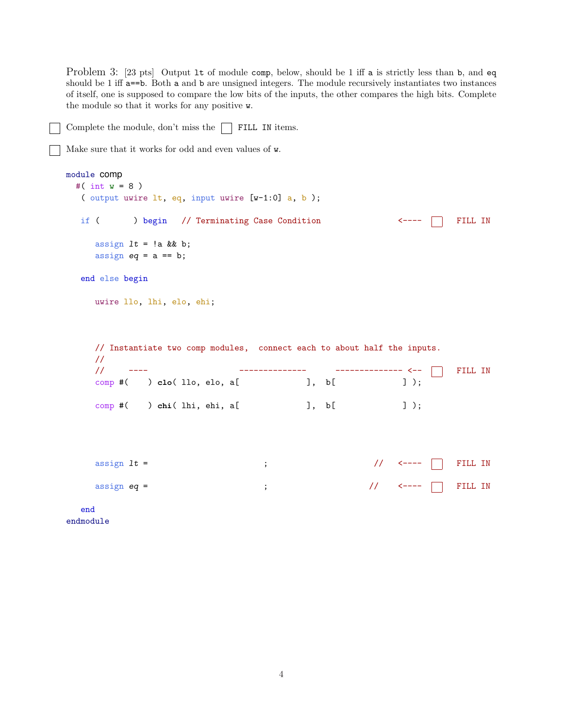Problem 3: [23 pts] Output `lt` of module `comp`, below, should be 1 iff `a` is strictly less than `b`, and `eq` should be 1 iff `a==b`. Both `a` and `b` are unsigned integers. The module recursively instantiates two instances of itself, one is supposed to compare the low bits of the inputs, the other compares the high bits. Complete the module so that it works for any positive `w`.

☐ Complete the module, don't miss the ☐ `FILL IN` items.

☐ Make sure that it works for odd and even values of `w`.

```
module comp
  #( int w = 8 )
   ( output uwire lt, eq, input uwire [w-1:0] a, b );

   if (       ) begin   // Terminating Case Condition                <----  ☐  FILL IN

      assign lt = !a && b;
      assign eq = a == b;

   end else begin

      uwire llo, lhi, elo, ehi;



      // Instantiate two comp modules,  connect each to about half the inputs.
      //
      //     ----                   --------------      -------------- <--  ☐  FILL IN
      comp #(    ) clo( llo, elo, a[              ],  b[              ] );

      comp #(    ) chi( lhi, ehi, a[              ],  b[              ] );




      assign lt =                          ;                     //   <----  ☐  FILL IN

      assign eq =                          ;                     //   <----  ☐  FILL IN

   end
endmodule
```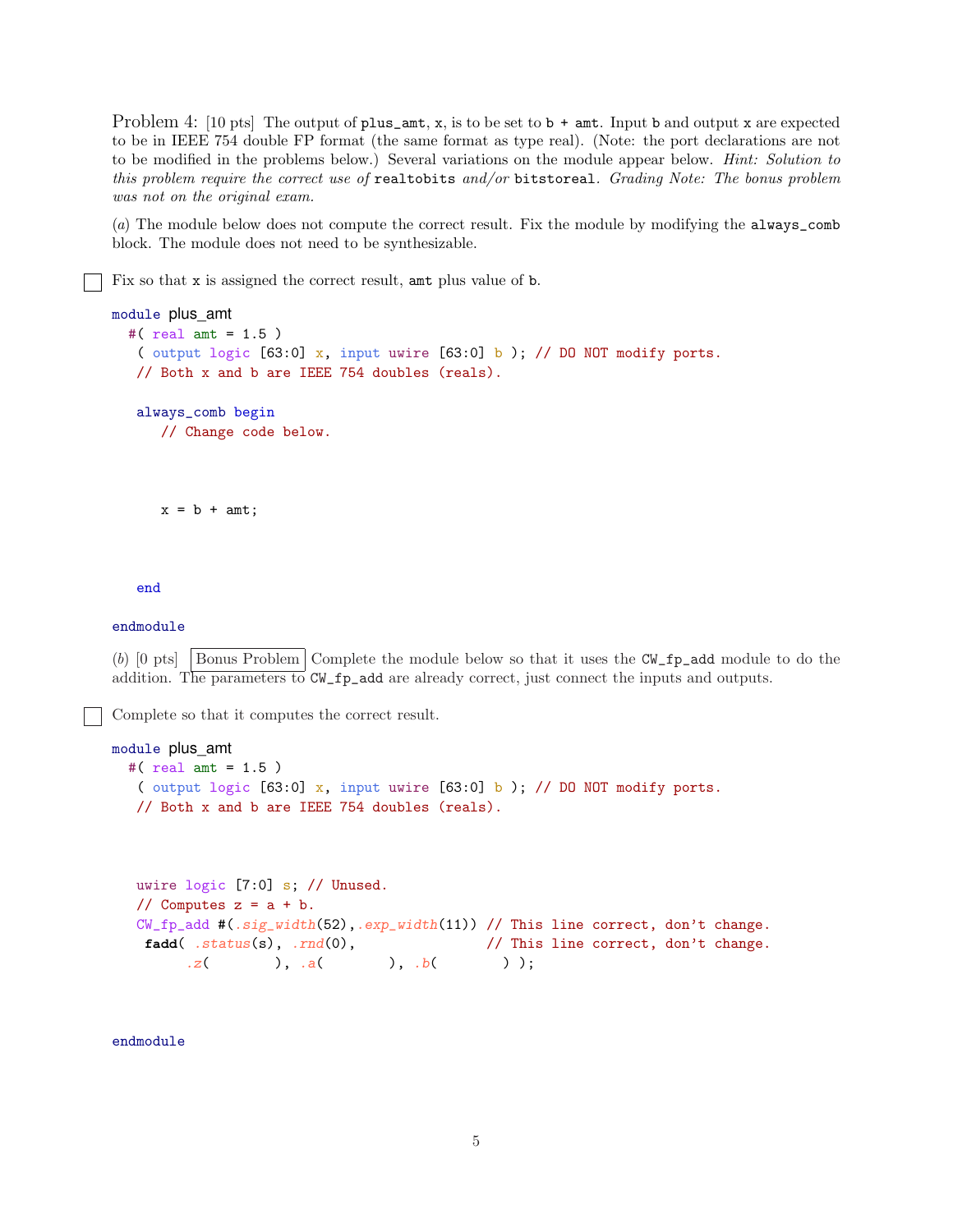Problem 4: [10 pts] The output of `plus_amt`, `x`, is to be set to `b + amt`. Input `b` and output `x` are expected to be in IEEE 754 double FP format (the same format as type real). (Note: the port declarations are not to be modified in the problems below.) Several variations on the module appear below. *Hint: Solution to this problem require the correct use of* `realtobits` *and/or* `bitstoreal`. *Grading Note: The bonus problem was not on the original exam.*

(*a*) The module below does not compute the correct result. Fix the module by modifying the `always_comb` block. The module does not need to be synthesizable.

☐ Fix so that `x` is assigned the correct result, `amt` plus value of `b`.

```
module plus_amt
  #( real amt = 1.5 )
   ( output logic [63:0] x, input uwire [63:0] b ); // DO NOT modify ports.
   // Both x and b are IEEE 754 doubles (reals).

   always_comb begin
      // Change code below.



      x = b + amt;



   end

endmodule
```

(*b*) [0 pts] Bonus Problem Complete the module below so that it uses the `CW_fp_add` module to do the addition. The parameters to `CW_fp_add` are already correct, just connect the inputs and outputs.

☐ Complete so that it computes the correct result.

```
module plus_amt
  #( real amt = 1.5 )
   ( output logic [63:0] x, input uwire [63:0] b ); // DO NOT modify ports.
   // Both x and b are IEEE 754 doubles (reals).



   uwire logic [7:0] s; // Unused.
   // Computes z = a + b.
   CW_fp_add #(.sig_width(52),.exp_width(11)) // This line correct, don't change.
    fadd( .status(s), .rnd(0),                // This line correct, don't change.
         .z(        ), .a(        ), .b(        ) );



endmodule
```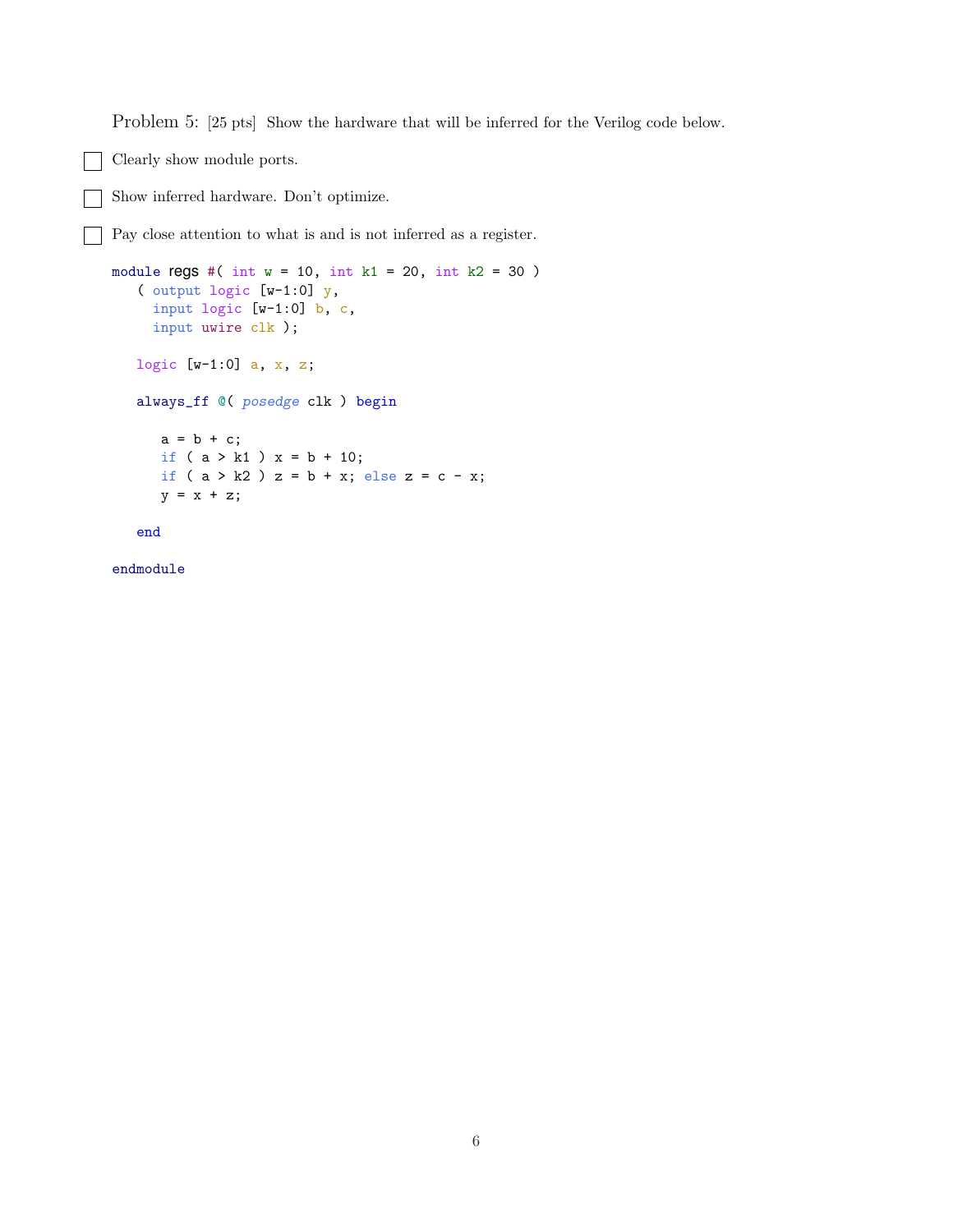Problem 5: [25 pts] Show the hardware that will be inferred for the Verilog code below.

- [ ] Clearly show module ports.
- [ ] Show inferred hardware. Don't optimize.
- [ ] Pay close attention to what is and is not inferred as a register.

```
module regs #( int w = 10, int k1 = 20, int k2 = 30 )
   ( output logic [w-1:0] y,
     input logic [w-1:0] b, c,
     input uwire clk );

   logic [w-1:0] a, x, z;

   always_ff @( posedge clk ) begin

      a = b + c;
      if ( a > k1 ) x = b + 10;
      if ( a > k2 ) z = b + x; else z = c - x;
      y = x + z;

   end

endmodule
```